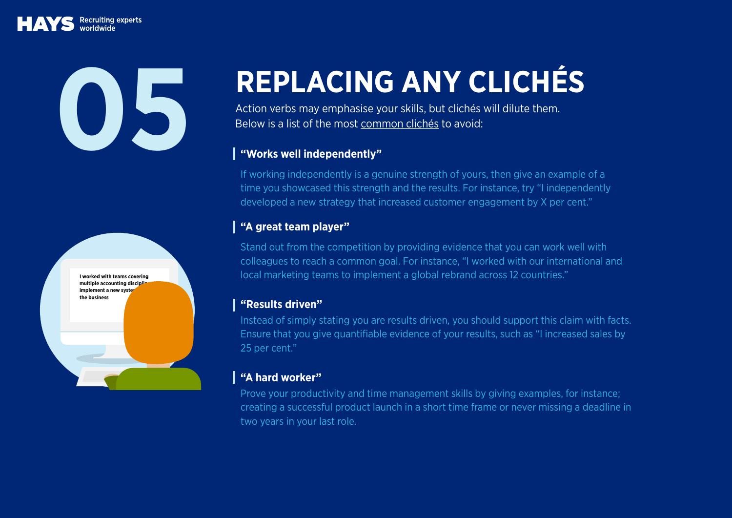# 05 REPLACING ANY CLICHÉS

Action verbs may emphasise your skills, but clichés will dilute them. Below is a list of the most common clichés to avoid:

### "Works well independently"

If working independently is a genuine strength of yours, then give an example of a time you showcased this strength and the results. For instance, try "I independently developed a new strategy that increased customer engagement by X per cent."

### "A great team player"

Stand out from the competition by providing evidence that you can work well with colleagues to reach a common goal. For instance, "I worked with our international and local marketing teams to implement a global rebrand across 12 countries."

### "Results driven"

Instead of simply stating you are results driven, you should support this claim with facts. Ensure that you give quantifiable evidence of your results, such as "I increased sales by 25 per cent."

### "A hard worker"

Prove your productivity and time management skills by giving examples, for instance; creating a successful product launch in a short time frame or never missing a deadline in two years in your last role.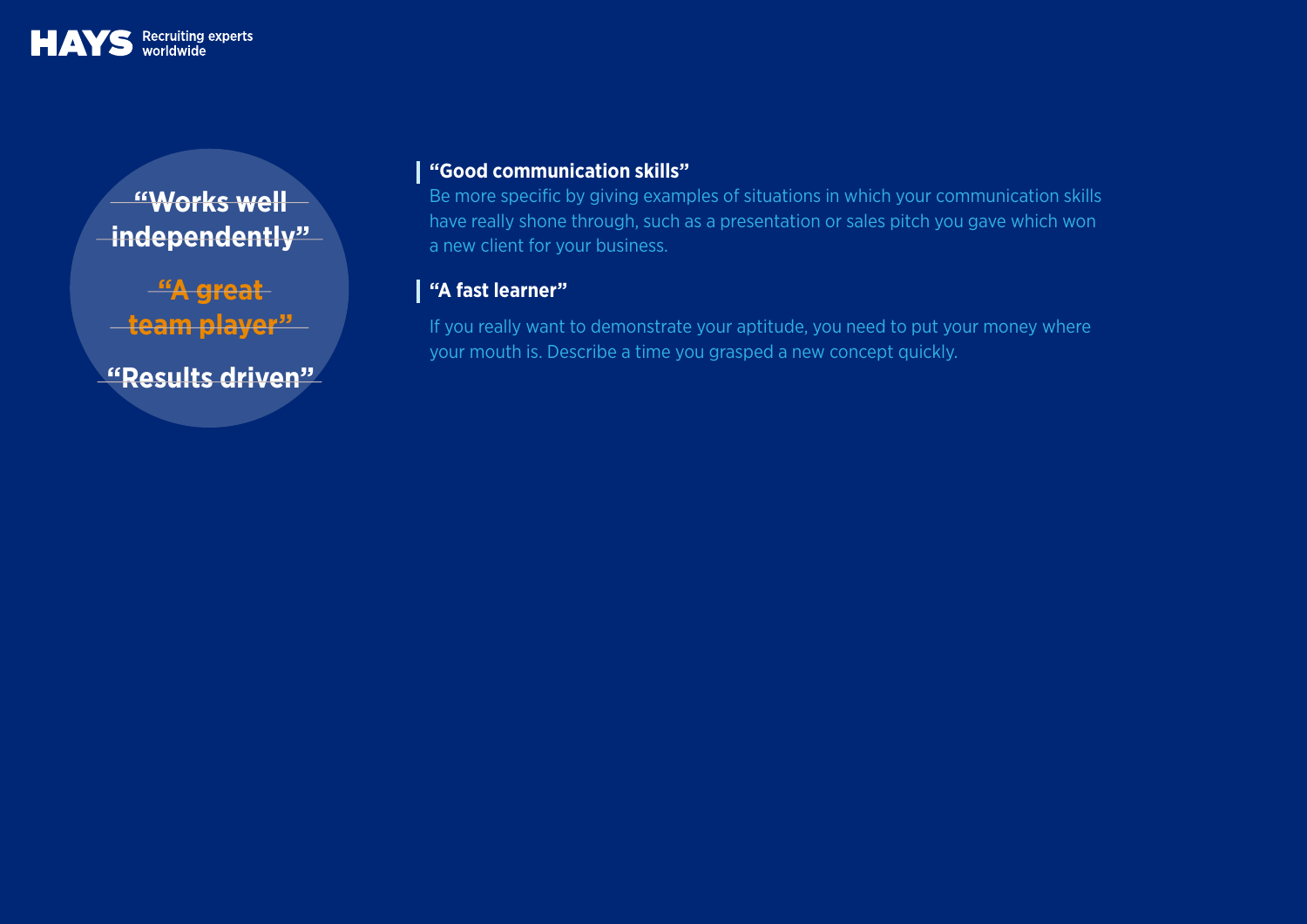~~"Works well independently"~~

~~"A great team player"~~

~~"Results driven"~~

**"Good communication skills"**

Be more specific by giving examples of situations in which your communication skills have really shone through, such as a presentation or sales pitch you gave which won a new client for your business.

**"A fast learner"**

If you really want to demonstrate your aptitude, you need to put your money where your mouth is. Describe a time you grasped a new concept quickly.